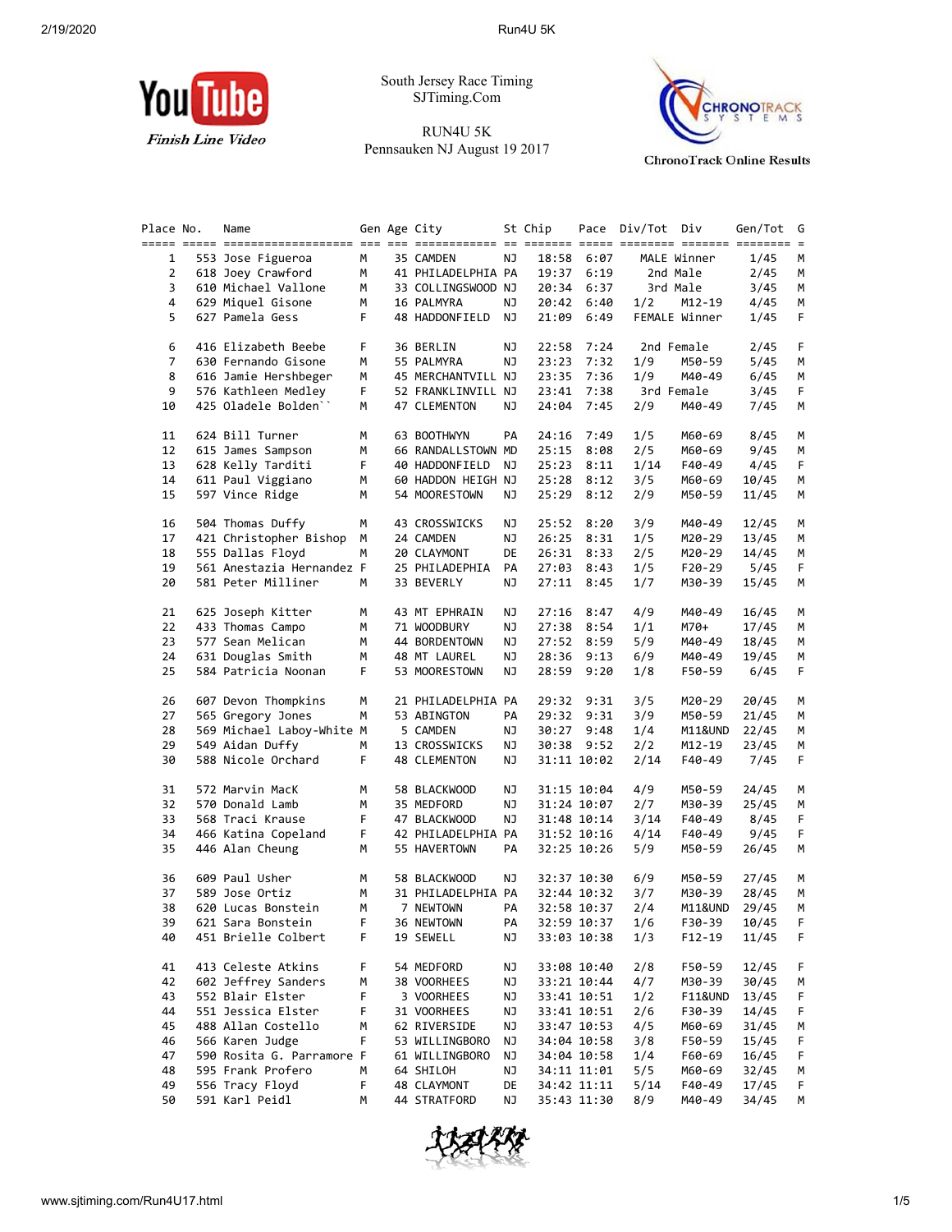YouTube Finish Line Video

South Jersey Race Timing
SJTiming.Com

RUN4U 5K
Pennsauken NJ August 19 2017

ChronoTrack Online Results

| Place | No. | Name | Gen | Age | City | St | Chip | Pace | Div/Tot | Div | Gen/Tot | G |
|---|---|---|---|---|---|---|---|---|---|---|---|---|
| 1 | 553 | Jose Figueroa | M | 35 | CAMDEN | NJ | 18:58 | 6:07 | MALE Winner | | 1/45 | M |
| 2 | 618 | Joey Crawford | M | 41 | PHILADELPHIA | PA | 19:37 | 6:19 | 2nd Male | | 2/45 | M |
| 3 | 610 | Michael Vallone | M | 33 | COLLINGSWOOD | NJ | 20:34 | 6:37 | 3rd Male | | 3/45 | M |
| 4 | 629 | Miquel Gisone | M | 16 | PALMYRA | NJ | 20:42 | 6:40 | 1/2 | M12-19 | 4/45 | M |
| 5 | 627 | Pamela Gess | F | 48 | HADDONFIELD | NJ | 21:09 | 6:49 | FEMALE Winner | | 1/45 | F |
| 6 | 416 | Elizabeth Beebe | F | 36 | BERLIN | NJ | 22:58 | 7:24 | 2nd Female | | 2/45 | F |
| 7 | 630 | Fernando Gisone | M | 55 | PALMYRA | NJ | 23:23 | 7:32 | 1/9 | M50-59 | 5/45 | M |
| 8 | 616 | Jamie Hershbeger | M | 45 | MERCHANTVILL | NJ | 23:35 | 7:36 | 1/9 | M40-49 | 6/45 | M |
| 9 | 576 | Kathleen Medley | F | 52 | FRANKLINVILL | NJ | 23:41 | 7:38 | 3rd Female | | 3/45 | F |
| 10 | 425 | Oladele Bolden`` | M | 47 | CLEMENTON | NJ | 24:04 | 7:45 | 2/9 | M40-49 | 7/45 | M |
| 11 | 624 | Bill Turner | M | 63 | BOOTHWYN | PA | 24:16 | 7:49 | 1/5 | M60-69 | 8/45 | M |
| 12 | 615 | James Sampson | M | 66 | RANDALLSTOWN | MD | 25:15 | 8:08 | 2/5 | M60-69 | 9/45 | M |
| 13 | 628 | Kelly Tarditi | F | 40 | HADDONFIELD | NJ | 25:23 | 8:11 | 1/14 | F40-49 | 4/45 | F |
| 14 | 611 | Paul Viggiano | M | 60 | HADDON HEIGH | NJ | 25:28 | 8:12 | 3/5 | M60-69 | 10/45 | M |
| 15 | 597 | Vince Ridge | M | 54 | MOORESTOWN | NJ | 25:29 | 8:12 | 2/9 | M50-59 | 11/45 | M |
| 16 | 504 | Thomas Duffy | M | 43 | CROSSWICKS | NJ | 25:52 | 8:20 | 3/9 | M40-49 | 12/45 | M |
| 17 | 421 | Christopher Bishop | M | 24 | CAMDEN | NJ | 26:25 | 8:31 | 1/5 | M20-29 | 13/45 | M |
| 18 | 555 | Dallas Floyd | M | 20 | CLAYMONT | DE | 26:31 | 8:33 | 2/5 | M20-29 | 14/45 | M |
| 19 | 561 | Anestazia Hernandez | F | 25 | PHILADEPHIA | PA | 27:03 | 8:43 | 1/5 | F20-29 | 5/45 | F |
| 20 | 581 | Peter Milliner | M | 33 | BEVERLY | NJ | 27:11 | 8:45 | 1/7 | M30-39 | 15/45 | M |
| 21 | 625 | Joseph Kitter | M | 43 | MT EPHRAIN | NJ | 27:16 | 8:47 | 4/9 | M40-49 | 16/45 | M |
| 22 | 433 | Thomas Campo | M | 71 | WOODBURY | NJ | 27:38 | 8:54 | 1/1 | M70+ | 17/45 | M |
| 23 | 577 | Sean Melican | M | 44 | BORDENTOWN | NJ | 27:52 | 8:59 | 5/9 | M40-49 | 18/45 | M |
| 24 | 631 | Douglas Smith | M | 48 | MT LAUREL | NJ | 28:36 | 9:13 | 6/9 | M40-49 | 19/45 | M |
| 25 | 584 | Patricia Noonan | F | 53 | MOORESTOWN | NJ | 28:59 | 9:20 | 1/8 | F50-59 | 6/45 | F |
| 26 | 607 | Devon Thompkins | M | 21 | PHILADELPHIA | PA | 29:32 | 9:31 | 3/5 | M20-29 | 20/45 | M |
| 27 | 565 | Gregory Jones | M | 53 | ABINGTON | PA | 29:32 | 9:31 | 3/9 | M50-59 | 21/45 | M |
| 28 | 569 | Michael Laboy-White | M | 5 | CAMDEN | NJ | 30:27 | 9:48 | 1/4 | M11&UND | 22/45 | M |
| 29 | 549 | Aidan Duffy | M | 13 | CROSSWICKS | NJ | 30:38 | 9:52 | 2/2 | M12-19 | 23/45 | M |
| 30 | 588 | Nicole Orchard | F | 48 | CLEMENTON | NJ | 31:11 | 10:02 | 2/14 | F40-49 | 7/45 | F |
| 31 | 572 | Marvin MacK | M | 58 | BLACKWOOD | NJ | 31:15 | 10:04 | 4/9 | M50-59 | 24/45 | M |
| 32 | 570 | Donald Lamb | M | 35 | MEDFORD | NJ | 31:24 | 10:07 | 2/7 | M30-39 | 25/45 | M |
| 33 | 568 | Traci Krause | F | 47 | BLACKWOOD | NJ | 31:48 | 10:14 | 3/14 | F40-49 | 8/45 | F |
| 34 | 466 | Katina Copeland | F | 42 | PHILADELPHIA | PA | 31:52 | 10:16 | 4/14 | F40-49 | 9/45 | F |
| 35 | 446 | Alan Cheung | M | 55 | HAVERTOWN | PA | 32:25 | 10:26 | 5/9 | M50-59 | 26/45 | M |
| 36 | 609 | Paul Usher | M | 58 | BLACKWOOD | NJ | 32:37 | 10:30 | 6/9 | M50-59 | 27/45 | M |
| 37 | 589 | Jose Ortiz | M | 31 | PHILADELPHIA | PA | 32:44 | 10:32 | 3/7 | M30-39 | 28/45 | M |
| 38 | 620 | Lucas Bonstein | M | 7 | NEWTOWN | PA | 32:58 | 10:37 | 2/4 | M11&UND | 29/45 | M |
| 39 | 621 | Sara Bonstein | F | 36 | NEWTOWN | PA | 32:59 | 10:37 | 1/6 | F30-39 | 10/45 | F |
| 40 | 451 | Brielle Colbert | F | 19 | SEWELL | NJ | 33:03 | 10:38 | 1/3 | F12-19 | 11/45 | F |
| 41 | 413 | Celeste Atkins | F | 54 | MEDFORD | NJ | 33:08 | 10:40 | 2/8 | F50-59 | 12/45 | F |
| 42 | 602 | Jeffrey Sanders | M | 38 | VOORHEES | NJ | 33:21 | 10:44 | 4/7 | M30-39 | 30/45 | M |
| 43 | 552 | Blair Elster | F | 3 | VOORHEES | NJ | 33:41 | 10:51 | 1/2 | F11&UND | 13/45 | F |
| 44 | 551 | Jessica Elster | F | 31 | VOORHEES | NJ | 33:41 | 10:51 | 2/6 | F30-39 | 14/45 | F |
| 45 | 488 | Allan Costello | M | 62 | RIVERSIDE | NJ | 33:47 | 10:53 | 4/5 | M60-69 | 31/45 | M |
| 46 | 566 | Karen Judge | F | 53 | WILLINGBORO | NJ | 34:04 | 10:58 | 3/8 | F50-59 | 15/45 | F |
| 47 | 590 | Rosita G. Parramore | F | 61 | WILLINGBORO | NJ | 34:04 | 10:58 | 1/4 | F60-69 | 16/45 | F |
| 48 | 595 | Frank Profero | M | 64 | SHILOH | NJ | 34:11 | 11:01 | 5/5 | M60-69 | 32/45 | M |
| 49 | 556 | Tracy Floyd | F | 48 | CLAYMONT | DE | 34:42 | 11:11 | 5/14 | F40-49 | 17/45 | F |
| 50 | 591 | Karl Peidl | M | 44 | STRATFORD | NJ | 35:43 | 11:30 | 8/9 | M40-49 | 34/45 | M |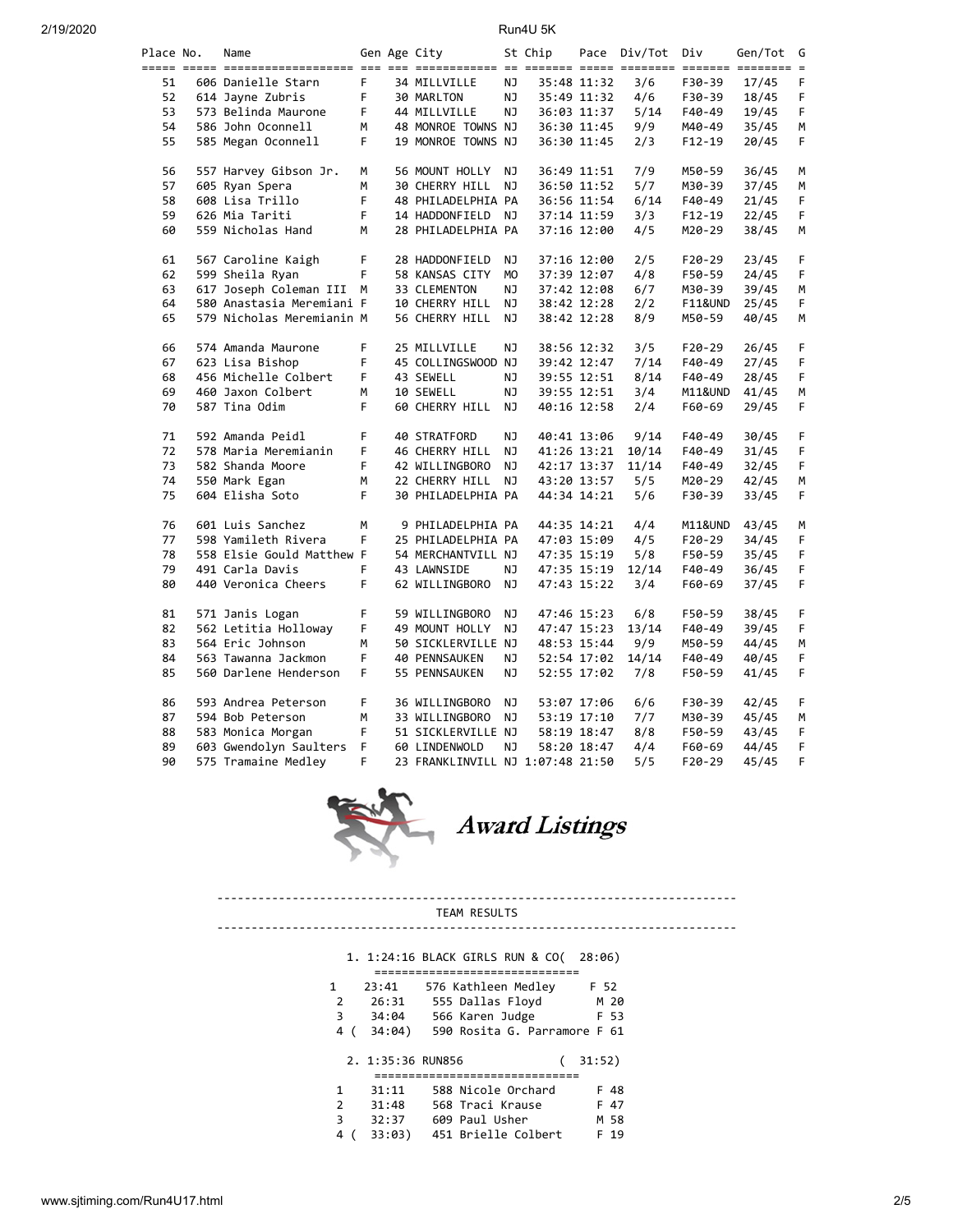| Place | No. | Name | Gen | Age | City | St | Chip | Pace | Div/Tot | Div | Gen/Tot | G |
|---|---|---|---|---|---|---|---|---|---|---|---|---|
| 51 | 606 | Danielle Starn | F | 34 | MILLVILLE | NJ | 35:48 | 11:32 | 3/6 | F30-39 | 17/45 | F |
| 52 | 614 | Jayne Zubris | F | 30 | MARLTON | NJ | 35:49 | 11:32 | 4/6 | F30-39 | 18/45 | F |
| 53 | 573 | Belinda Maurone | F | 44 | MILLVILLE | NJ | 36:03 | 11:37 | 5/14 | F40-49 | 19/45 | F |
| 54 | 586 | John Oconnell | M | 48 | MONROE TOWNS | NJ | 36:30 | 11:45 | 9/9 | M40-49 | 35/45 | M |
| 55 | 585 | Megan Oconnell | F | 19 | MONROE TOWNS | NJ | 36:30 | 11:45 | 2/3 | F12-19 | 20/45 | F |
| 56 | 557 | Harvey Gibson Jr. | M | 56 | MOUNT HOLLY | NJ | 36:49 | 11:51 | 7/9 | M50-59 | 36/45 | M |
| 57 | 605 | Ryan Spera | M | 30 | CHERRY HILL | NJ | 36:50 | 11:52 | 5/7 | M30-39 | 37/45 | M |
| 58 | 608 | Lisa Trillo | F | 48 | PHILADELPHIA | PA | 36:56 | 11:54 | 6/14 | F40-49 | 21/45 | F |
| 59 | 626 | Mia Tariti | F | 14 | HADDONFIELD | NJ | 37:14 | 11:59 | 3/3 | F12-19 | 22/45 | F |
| 60 | 559 | Nicholas Hand | M | 28 | PHILADELPHIA | PA | 37:16 | 12:00 | 4/5 | M20-29 | 38/45 | M |
| 61 | 567 | Caroline Kaigh | F | 28 | HADDONFIELD | NJ | 37:16 | 12:00 | 2/5 | F20-29 | 23/45 | F |
| 62 | 599 | Sheila Ryan | F | 58 | KANSAS CITY | MO | 37:39 | 12:07 | 4/8 | F50-59 | 24/45 | F |
| 63 | 617 | Joseph Coleman III | M | 33 | CLEMENTON | NJ | 37:42 | 12:08 | 6/7 | M30-39 | 39/45 | M |
| 64 | 580 | Anastasia Meremiani | F | 10 | CHERRY HILL | NJ | 38:42 | 12:28 | 2/2 | F11&UND | 25/45 | F |
| 65 | 579 | Nicholas Meremianin | M | 56 | CHERRY HILL | NJ | 38:42 | 12:28 | 8/9 | M50-59 | 40/45 | M |
| 66 | 574 | Amanda Maurone | F | 25 | MILLVILLE | NJ | 38:56 | 12:32 | 3/5 | F20-29 | 26/45 | F |
| 67 | 623 | Lisa Bishop | F | 45 | COLLINGSWOOD | NJ | 39:42 | 12:47 | 7/14 | F40-49 | 27/45 | F |
| 68 | 456 | Michelle Colbert | F | 43 | SEWELL | NJ | 39:55 | 12:51 | 8/14 | F40-49 | 28/45 | F |
| 69 | 460 | Jaxon Colbert | M | 10 | SEWELL | NJ | 39:55 | 12:51 | 3/4 | M11&UND | 41/45 | M |
| 70 | 587 | Tina Odim | F | 60 | CHERRY HILL | NJ | 40:16 | 12:58 | 2/4 | F60-69 | 29/45 | F |
| 71 | 592 | Amanda Peidl | F | 40 | STRATFORD | NJ | 40:41 | 13:06 | 9/14 | F40-49 | 30/45 | F |
| 72 | 578 | Maria Meremianin | F | 46 | CHERRY HILL | NJ | 41:26 | 13:21 | 10/14 | F40-49 | 31/45 | F |
| 73 | 582 | Shanda Moore | F | 42 | WILLINGBORO | NJ | 42:17 | 13:37 | 11/14 | F40-49 | 32/45 | F |
| 74 | 550 | Mark Egan | M | 22 | CHERRY HILL | NJ | 43:20 | 13:57 | 5/5 | M20-29 | 42/45 | M |
| 75 | 604 | Elisha Soto | F | 30 | PHILADELPHIA | PA | 44:34 | 14:21 | 5/6 | F30-39 | 33/45 | F |
| 76 | 601 | Luis Sanchez | M | 9 | PHILADELPHIA | PA | 44:35 | 14:21 | 4/4 | M11&UND | 43/45 | M |
| 77 | 598 | Yamileth Rivera | F | 25 | PHILADELPHIA | PA | 47:03 | 15:09 | 4/5 | F20-29 | 34/45 | F |
| 78 | 558 | Elsie Gould Matthew | F | 54 | MERCHANTVILL | NJ | 47:35 | 15:19 | 5/8 | F50-59 | 35/45 | F |
| 79 | 491 | Carla Davis | F | 43 | LAWNSIDE | NJ | 47:35 | 15:19 | 12/14 | F40-49 | 36/45 | F |
| 80 | 440 | Veronica Cheers | F | 62 | WILLINGBORO | NJ | 47:43 | 15:22 | 3/4 | F60-69 | 37/45 | F |
| 81 | 571 | Janis Logan | F | 59 | WILLINGBORO | NJ | 47:46 | 15:23 | 6/8 | F50-59 | 38/45 | F |
| 82 | 562 | Letitia Holloway | F | 49 | MOUNT HOLLY | NJ | 47:47 | 15:23 | 13/14 | F40-49 | 39/45 | F |
| 83 | 564 | Eric Johnson | M | 50 | SICKLERVILLE | NJ | 48:53 | 15:44 | 9/9 | M50-59 | 44/45 | M |
| 84 | 563 | Tawanna Jackmon | F | 40 | PENNSAUKEN | NJ | 52:54 | 17:02 | 14/14 | F40-49 | 40/45 | F |
| 85 | 560 | Darlene Henderson | F | 55 | PENNSAUKEN | NJ | 52:55 | 17:02 | 7/8 | F50-59 | 41/45 | F |
| 86 | 593 | Andrea Peterson | F | 36 | WILLINGBORO | NJ | 53:07 | 17:06 | 6/6 | F30-39 | 42/45 | F |
| 87 | 594 | Bob Peterson | M | 33 | WILLINGBORO | NJ | 53:19 | 17:10 | 7/7 | M30-39 | 45/45 | M |
| 88 | 583 | Monica Morgan | F | 51 | SICKLERVILLE | NJ | 58:19 | 18:47 | 8/8 | F50-59 | 43/45 | F |
| 89 | 603 | Gwendolyn Saulters | F | 60 | LINDENWOLD | NJ | 58:20 | 18:47 | 4/4 | F60-69 | 44/45 | F |
| 90 | 575 | Tramaine Medley | F | 23 | FRANKLINVILL | NJ | 1:07:48 | 21:50 | 5/5 | F20-29 | 45/45 | F |

*Award Listings*

## TEAM RESULTS

### 1. 1:24:16 BLACK GIRLS RUN & CO( 28:06)

| # | Time | Name | Gen/Age |
|---|---|---|---|
| 1 | 23:41 | 576 Kathleen Medley | F 52 |
| 2 | 26:31 | 555 Dallas Floyd | M 20 |
| 3 | 34:04 | 566 Karen Judge | F 53 |
| 4 | (34:04) | 590 Rosita G. Parramore | F 61 |

### 2. 1:35:36 RUN856 ( 31:52)

| # | Time | Name | Gen/Age |
|---|---|---|---|
| 1 | 31:11 | 588 Nicole Orchard | F 48 |
| 2 | 31:48 | 568 Traci Krause | F 47 |
| 3 | 32:37 | 609 Paul Usher | M 58 |
| 4 | (33:03) | 451 Brielle Colbert | F 19 |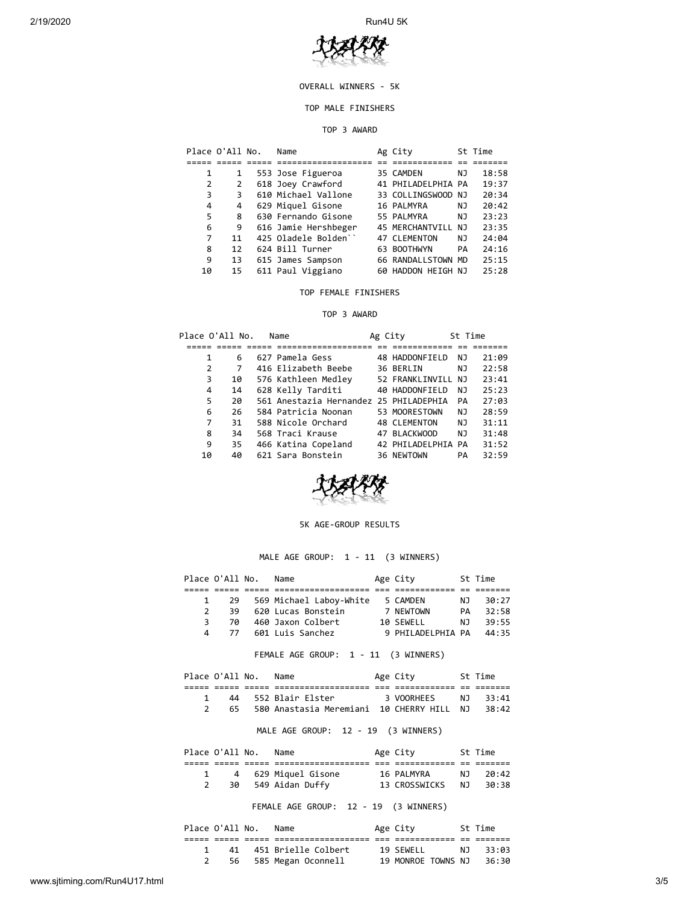OVERALL WINNERS - 5K

TOP MALE FINISHERS

TOP 3 AWARD

| Place | O'All | No. | Name | Ag | City | St | Time |
|---|---|---|---|---|---|---|---|
| 1 | 1 | 553 | Jose Figueroa | 35 | CAMDEN | NJ | 18:58 |
| 2 | 2 | 618 | Joey Crawford | 41 | PHILADELPHIA | PA | 19:37 |
| 3 | 3 | 610 | Michael Vallone | 33 | COLLINGSWOOD | NJ | 20:34 |
| 4 | 4 | 629 | Miquel Gisone | 16 | PALMYRA | NJ | 20:42 |
| 5 | 8 | 630 | Fernando Gisone | 55 | PALMYRA | NJ | 23:23 |
| 6 | 9 | 616 | Jamie Hershbeger | 45 | MERCHANTVILL | NJ | 23:35 |
| 7 | 11 | 425 | Oladele Bolden`` | 47 | CLEMENTON | NJ | 24:04 |
| 8 | 12 | 624 | Bill Turner | 63 | BOOTHWYN | PA | 24:16 |
| 9 | 13 | 615 | James Sampson | 66 | RANDALLSTOWN | MD | 25:15 |
| 10 | 15 | 611 | Paul Viggiano | 60 | HADDON HEIGH | NJ | 25:28 |

TOP FEMALE FINISHERS

TOP 3 AWARD

| Place | O'All | No. | Name | Ag | City | St | Time |
|---|---|---|---|---|---|---|---|
| 1 | 6 | 627 | Pamela Gess | 48 | HADDONFIELD | NJ | 21:09 |
| 2 | 7 | 416 | Elizabeth Beebe | 36 | BERLIN | NJ | 22:58 |
| 3 | 10 | 576 | Kathleen Medley | 52 | FRANKLINVILL | NJ | 23:41 |
| 4 | 14 | 628 | Kelly Tarditi | 40 | HADDONFIELD | NJ | 25:23 |
| 5 | 20 | 561 | Anestazia Hernandez | 25 | PHILADEPHIA | PA | 27:03 |
| 6 | 26 | 584 | Patricia Noonan | 53 | MOORESTOWN | NJ | 28:59 |
| 7 | 31 | 588 | Nicole Orchard | 48 | CLEMENTON | NJ | 31:11 |
| 8 | 34 | 568 | Traci Krause | 47 | BLACKWOOD | NJ | 31:48 |
| 9 | 35 | 466 | Katina Copeland | 42 | PHILADELPHIA | PA | 31:52 |
| 10 | 40 | 621 | Sara Bonstein | 36 | NEWTOWN | PA | 32:59 |

5K AGE-GROUP RESULTS

MALE AGE GROUP: 1 - 11 (3 WINNERS)

| Place | O'All | No. | Name | Age | City | St | Time |
|---|---|---|---|---|---|---|---|
| 1 | 29 | 569 | Michael Laboy-White | 5 | CAMDEN | NJ | 30:27 |
| 2 | 39 | 620 | Lucas Bonstein | 7 | NEWTOWN | PA | 32:58 |
| 3 | 70 | 460 | Jaxon Colbert | 10 | SEWELL | NJ | 39:55 |
| 4 | 77 | 601 | Luis Sanchez | 9 | PHILADELPHIA | PA | 44:35 |

FEMALE AGE GROUP: 1 - 11 (3 WINNERS)

| Place | O'All | No. | Name | Age | City | St | Time |
|---|---|---|---|---|---|---|---|
| 1 | 44 | 552 | Blair Elster | 3 | VOORHEES | NJ | 33:41 |
| 2 | 65 | 580 | Anastasia Meremiani | 10 | CHERRY HILL | NJ | 38:42 |

MALE AGE GROUP: 12 - 19 (3 WINNERS)

| Place | O'All | No. | Name | Age | City | St | Time |
|---|---|---|---|---|---|---|---|
| 1 | 4 | 629 | Miquel Gisone | 16 | PALMYRA | NJ | 20:42 |
| 2 | 30 | 549 | Aidan Duffy | 13 | CROSSWICKS | NJ | 30:38 |

FEMALE AGE GROUP: 12 - 19 (3 WINNERS)

| Place | O'All | No. | Name | Age | City | St | Time |
|---|---|---|---|---|---|---|---|
| 1 | 41 | 451 | Brielle Colbert | 19 | SEWELL | NJ | 33:03 |
| 2 | 56 | 585 | Megan Oconnell | 19 | MONROE TOWNS | NJ | 36:30 |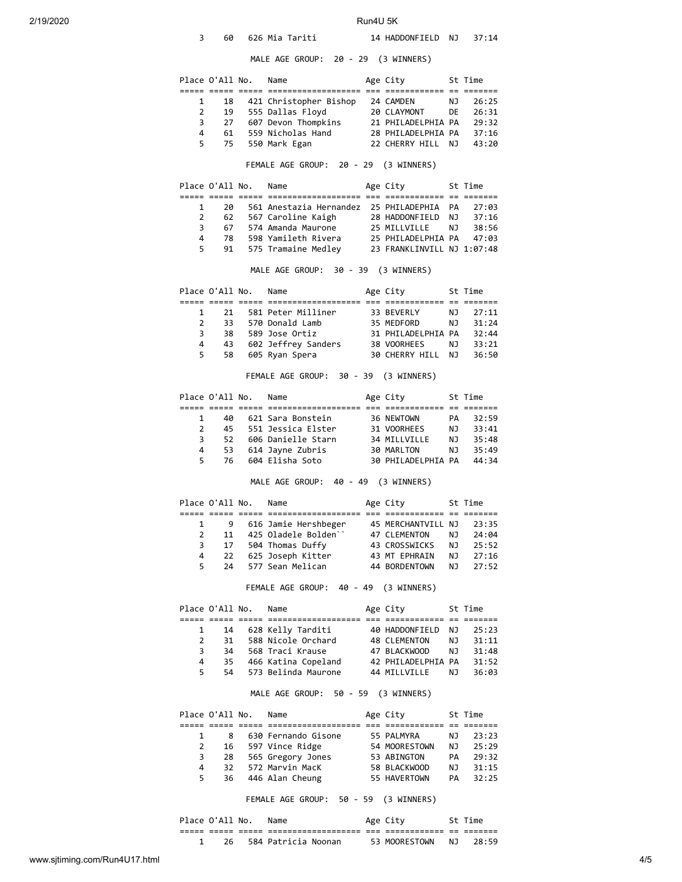| Place | O'All | No. | Name | Age | City | St | Time |
|---|---|---|---|---|---|---|---|
| 3 | 60 | 626 | Mia Tariti | 14 | HADDONFIELD | NJ | 37:14 |

MALE AGE GROUP: 20 - 29 (3 WINNERS)

| Place | O'All | No. | Name | Age | City | St | Time |
|---|---|---|---|---|---|---|---|
| 1 | 18 | 421 | Christopher Bishop | 24 | CAMDEN | NJ | 26:25 |
| 2 | 19 | 555 | Dallas Floyd | 20 | CLAYMONT | DE | 26:31 |
| 3 | 27 | 607 | Devon Thompkins | 21 | PHILADELPHIA | PA | 29:32 |
| 4 | 61 | 559 | Nicholas Hand | 28 | PHILADELPHIA | PA | 37:16 |
| 5 | 75 | 550 | Mark Egan | 22 | CHERRY HILL | NJ | 43:20 |

FEMALE AGE GROUP: 20 - 29 (3 WINNERS)

| Place | O'All | No. | Name | Age | City | St | Time |
|---|---|---|---|---|---|---|---|
| 1 | 20 | 561 | Anestazia Hernandez | 25 | PHILADEPHIA | PA | 27:03 |
| 2 | 62 | 567 | Caroline Kaigh | 28 | HADDONFIELD | NJ | 37:16 |
| 3 | 67 | 574 | Amanda Maurone | 25 | MILLVILLE | NJ | 38:56 |
| 4 | 78 | 598 | Yamileth Rivera | 25 | PHILADELPHIA | PA | 47:03 |
| 5 | 91 | 575 | Tramaine Medley | 23 | FRANKLINVILL | NJ | 1:07:48 |

MALE AGE GROUP: 30 - 39 (3 WINNERS)

| Place | O'All | No. | Name | Age | City | St | Time |
|---|---|---|---|---|---|---|---|
| 1 | 21 | 581 | Peter Milliner | 33 | BEVERLY | NJ | 27:11 |
| 2 | 33 | 570 | Donald Lamb | 35 | MEDFORD | NJ | 31:24 |
| 3 | 38 | 589 | Jose Ortiz | 31 | PHILADELPHIA | PA | 32:44 |
| 4 | 43 | 602 | Jeffrey Sanders | 38 | VOORHEES | NJ | 33:21 |
| 5 | 58 | 605 | Ryan Spera | 30 | CHERRY HILL | NJ | 36:50 |

FEMALE AGE GROUP: 30 - 39 (3 WINNERS)

| Place | O'All | No. | Name | Age | City | St | Time |
|---|---|---|---|---|---|---|---|
| 1 | 40 | 621 | Sara Bonstein | 36 | NEWTOWN | PA | 32:59 |
| 2 | 45 | 551 | Jessica Elster | 31 | VOORHEES | NJ | 33:41 |
| 3 | 52 | 606 | Danielle Starn | 34 | MILLVILLE | NJ | 35:48 |
| 4 | 53 | 614 | Jayne Zubris | 30 | MARLTON | NJ | 35:49 |
| 5 | 76 | 604 | Elisha Soto | 30 | PHILADELPHIA | PA | 44:34 |

MALE AGE GROUP: 40 - 49 (3 WINNERS)

| Place | O'All | No. | Name | Age | City | St | Time |
|---|---|---|---|---|---|---|---|
| 1 | 9 | 616 | Jamie Hershbeger | 45 | MERCHANTVILL | NJ | 23:35 |
| 2 | 11 | 425 | Oladele Bolden`` | 47 | CLEMENTON | NJ | 24:04 |
| 3 | 17 | 504 | Thomas Duffy | 43 | CROSSWICKS | NJ | 25:52 |
| 4 | 22 | 625 | Joseph Kitter | 43 | MT EPHRAIN | NJ | 27:16 |
| 5 | 24 | 577 | Sean Melican | 44 | BORDENTOWN | NJ | 27:52 |

FEMALE AGE GROUP: 40 - 49 (3 WINNERS)

| Place | O'All | No. | Name | Age | City | St | Time |
|---|---|---|---|---|---|---|---|
| 1 | 14 | 628 | Kelly Tarditi | 40 | HADDONFIELD | NJ | 25:23 |
| 2 | 31 | 588 | Nicole Orchard | 48 | CLEMENTON | NJ | 31:11 |
| 3 | 34 | 568 | Traci Krause | 47 | BLACKWOOD | NJ | 31:48 |
| 4 | 35 | 466 | Katina Copeland | 42 | PHILADELPHIA | PA | 31:52 |
| 5 | 54 | 573 | Belinda Maurone | 44 | MILLVILLE | NJ | 36:03 |

MALE AGE GROUP: 50 - 59 (3 WINNERS)

| Place | O'All | No. | Name | Age | City | St | Time |
|---|---|---|---|---|---|---|---|
| 1 | 8 | 630 | Fernando Gisone | 55 | PALMYRA | NJ | 23:23 |
| 2 | 16 | 597 | Vince Ridge | 54 | MOORESTOWN | NJ | 25:29 |
| 3 | 28 | 565 | Gregory Jones | 53 | ABINGTON | PA | 29:32 |
| 4 | 32 | 572 | Marvin MacK | 58 | BLACKWOOD | NJ | 31:15 |
| 5 | 36 | 446 | Alan Cheung | 55 | HAVERTOWN | PA | 32:25 |

FEMALE AGE GROUP: 50 - 59 (3 WINNERS)

| Place | O'All | No. | Name | Age | City | St | Time |
|---|---|---|---|---|---|---|---|
| 1 | 26 | 584 | Patricia Noonan | 53 | MOORESTOWN | NJ | 28:59 |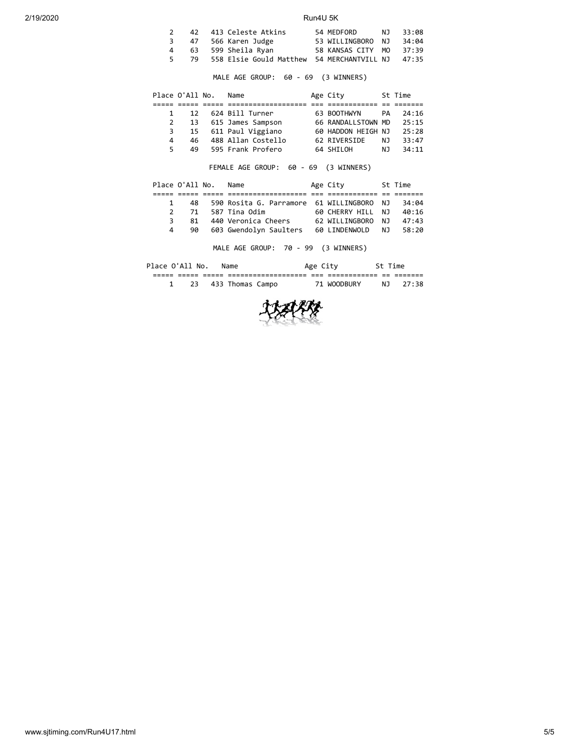| Place | O'All | No. | Name | Age | City | St | Time |
|---|---|---|---|---|---|---|---|
| 2 | 42 | 413 | Celeste Atkins | 54 | MEDFORD | NJ | 33:08 |
| 3 | 47 | 566 | Karen Judge | 53 | WILLINGBORO | NJ | 34:04 |
| 4 | 63 | 599 | Sheila Ryan | 58 | KANSAS CITY | MO | 37:39 |
| 5 | 79 | 558 | Elsie Gould Matthew | 54 | MERCHANTVILL | NJ | 47:35 |

MALE AGE GROUP: 60 - 69 (3 WINNERS)

| Place | O'All | No. | Name | Age | City | St | Time |
|---|---|---|---|---|---|---|---|
| 1 | 12 | 624 | Bill Turner | 63 | BOOTHWYN | PA | 24:16 |
| 2 | 13 | 615 | James Sampson | 66 | RANDALLSTOWN | MD | 25:15 |
| 3 | 15 | 611 | Paul Viggiano | 60 | HADDON HEIGH | NJ | 25:28 |
| 4 | 46 | 488 | Allan Costello | 62 | RIVERSIDE | NJ | 33:47 |
| 5 | 49 | 595 | Frank Profero | 64 | SHILOH | NJ | 34:11 |

FEMALE AGE GROUP: 60 - 69 (3 WINNERS)

| Place | O'All | No. | Name | Age | City | St | Time |
|---|---|---|---|---|---|---|---|
| 1 | 48 | 590 | Rosita G. Parramore | 61 | WILLINGBORO | NJ | 34:04 |
| 2 | 71 | 587 | Tina Odim | 60 | CHERRY HILL | NJ | 40:16 |
| 3 | 81 | 440 | Veronica Cheers | 62 | WILLINGBORO | NJ | 47:43 |
| 4 | 90 | 603 | Gwendolyn Saulters | 60 | LINDENWOLD | NJ | 58:20 |

MALE AGE GROUP: 70 - 99 (3 WINNERS)

| Place | O'All | No. | Name | Age | City | St | Time |
|---|---|---|---|---|---|---|---|
| 1 | 23 | 433 | Thomas Campo | 71 | WOODBURY | NJ | 27:38 |